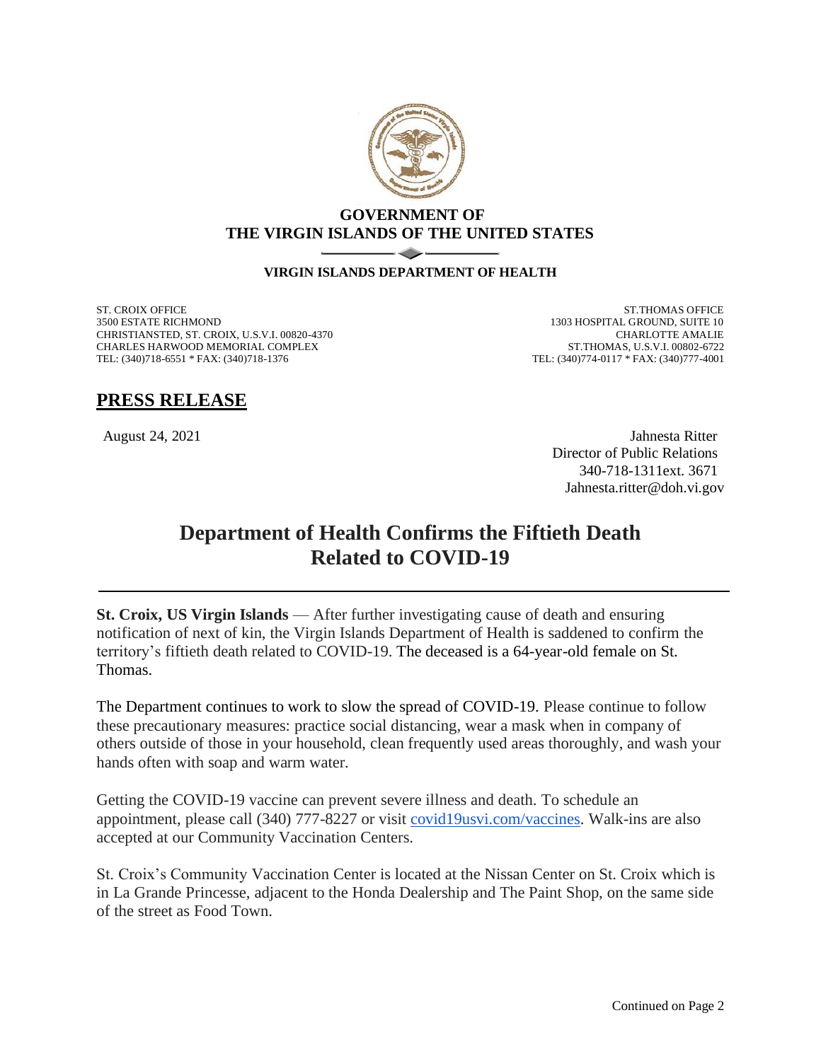**GOVERNMENT OF**
**THE VIRGIN ISLANDS OF THE UNITED STATES**

**VIRGIN ISLANDS DEPARTMENT OF HEALTH**

ST. CROIX OFFICE
3500 ESTATE RICHMOND
CHRISTIANSTED, ST. CROIX, U.S.V.I. 00820-4370
CHARLES HARWOOD MEMORIAL COMPLEX
TEL: (340)718-6551 * FAX: (340)718-1376

ST.THOMAS OFFICE
1303 HOSPITAL GROUND, SUITE 10
CHARLOTTE AMALIE
ST.THOMAS, U.S.V.I. 00802-6722
TEL: (340)774-0117 * FAX: (340)777-4001

## PRESS RELEASE

August 24, 2021

Jahnesta Ritter
Director of Public Relations
340-718-1311ext. 3671
Jahnesta.ritter@doh.vi.gov

# Department of Health Confirms the Fiftieth Death Related to COVID-19

**St. Croix, US Virgin Islands** — After further investigating cause of death and ensuring notification of next of kin, the Virgin Islands Department of Health is saddened to confirm the territory's fiftieth death related to COVID-19. The deceased is a 64-year-old female on St. Thomas.

The Department continues to work to slow the spread of COVID-19. Please continue to follow these precautionary measures: practice social distancing, wear a mask when in company of others outside of those in your household, clean frequently used areas thoroughly, and wash your hands often with soap and warm water.

Getting the COVID-19 vaccine can prevent severe illness and death. To schedule an appointment, please call (340) 777-8227 or visit covid19usvi.com/vaccines. Walk-ins are also accepted at our Community Vaccination Centers.

St. Croix's Community Vaccination Center is located at the Nissan Center on St. Croix which is in La Grande Princesse, adjacent to the Honda Dealership and The Paint Shop, on the same side of the street as Food Town.

Continued on Page 2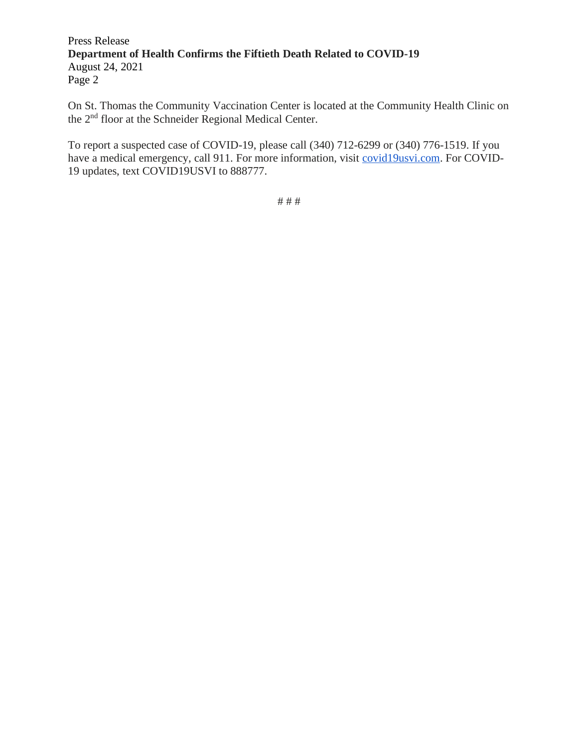On St. Thomas the Community Vaccination Center is located at the Community Health Clinic on the 2nd floor at the Schneider Regional Medical Center.

To report a suspected case of COVID-19, please call (340) 712-6299 or (340) 776-1519. If you have a medical emergency, call 911. For more information, visit covid19usvi.com. For COVID-19 updates, text COVID19USVI to 888777.

# # #